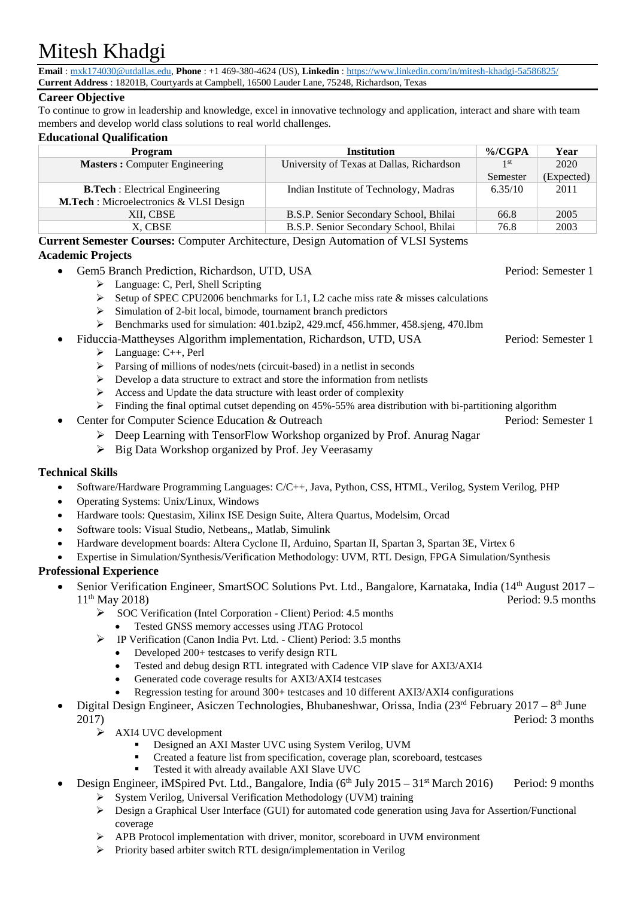# Mitesh Khadgi

**Email** : mxk174030@utdallas.edu, **Phone** : +1 469-380-4624 (US), **Linkedin** : https://www.linkedin.com/in/mitesh-khadgi-5a586825/
**Current Address** : 18201B, Courtyards at Campbell, 16500 Lauder Lane, 75248, Richardson, Texas

## Career Objective

To continue to grow in leadership and knowledge, excel in innovative technology and application, interact and share with team members and develop world class solutions to real world challenges.

## Educational Qualification

| Program | Institution | %/CGPA | Year |
|---|---|---|---|
| **Masters :** Computer Engineering | University of Texas at Dallas, Richardson | 1st Semester | 2020 (Expected) |
| **B.Tech** : Electrical Engineering<br>**M.Tech** : Microelectronics & VLSI Design | Indian Institute of Technology, Madras | 6.35/10 | 2011 |
| XII, CBSE | B.S.P. Senior Secondary School, Bhilai | 66.8 | 2005 |
| X, CBSE | B.S.P. Senior Secondary School, Bhilai | 76.8 | 2003 |

**Current Semester Courses:** Computer Architecture, Design Automation of VLSI Systems

## Academic Projects

- Gem5 Branch Prediction, Richardson, UTD, USA — Period: Semester 1
  - Language: C, Perl, Shell Scripting
  - Setup of SPEC CPU2006 benchmarks for L1, L2 cache miss rate & misses calculations
  - Simulation of 2-bit local, bimode, tournament branch predictors
  - Benchmarks used for simulation: 401.bzip2, 429.mcf, 456.hmmer, 458.sjeng, 470.lbm
- Fiduccia-Mattheyses Algorithm implementation, Richardson, UTD, USA — Period: Semester 1
  - Language: C++, Perl
  - Parsing of millions of nodes/nets (circuit-based) in a netlist in seconds
  - Develop a data structure to extract and store the information from netlists
  - Access and Update the data structure with least order of complexity
  - Finding the final optimal cutset depending on 45%-55% area distribution with bi-partitioning algorithm
- Center for Computer Science Education & Outreach — Period: Semester 1
  - Deep Learning with TensorFlow Workshop organized by Prof. Anurag Nagar
  - Big Data Workshop organized by Prof. Jey Veerasamy

## Technical Skills

- Software/Hardware Programming Languages: C/C++, Java, Python, CSS, HTML, Verilog, System Verilog, PHP
- Operating Systems: Unix/Linux, Windows
- Hardware tools: Questasim, Xilinx ISE Design Suite, Altera Quartus, Modelsim, Orcad
- Software tools: Visual Studio, Netbeans,, Matlab, Simulink
- Hardware development boards: Altera Cyclone II, Arduino, Spartan II, Spartan 3, Spartan 3E, Virtex 6
- Expertise in Simulation/Synthesis/Verification Methodology: UVM, RTL Design, FPGA Simulation/Synthesis

## Professional Experience

- Senior Verification Engineer, SmartSOC Solutions Pvt. Ltd., Bangalore, Karnataka, India (14th August 2017 – 11th May 2018) — Period: 9.5 months
  - SOC Verification (Intel Corporation - Client) Period: 4.5 months
    - Tested GNSS memory accesses using JTAG Protocol
  - IP Verification (Canon India Pvt. Ltd. - Client) Period: 3.5 months
    - Developed 200+ testcases to verify design RTL
    - Tested and debug design RTL integrated with Cadence VIP slave for AXI3/AXI4
    - Generated code coverage results for AXI3/AXI4 testcases
    - Regression testing for around 300+ testcases and 10 different AXI3/AXI4 configurations
- Digital Design Engineer, Asiczen Technologies, Bhubaneshwar, Orissa, India (23rd February 2017 – 8th June 2017) — Period: 3 months
  - AXI4 UVC development
    - Designed an AXI Master UVC using System Verilog, UVM
    - Created a feature list from specification, coverage plan, scoreboard, testcases
    - Tested it with already available AXI Slave UVC
- Design Engineer, iMSpired Pvt. Ltd., Bangalore, India (6th July 2015 – 31st March 2016) — Period: 9 months
  - System Verilog, Universal Verification Methodology (UVM) training
  - Design a Graphical User Interface (GUI) for automated code generation using Java for Assertion/Functional coverage
  - APB Protocol implementation with driver, monitor, scoreboard in UVM environment
  - Priority based arbiter switch RTL design/implementation in Verilog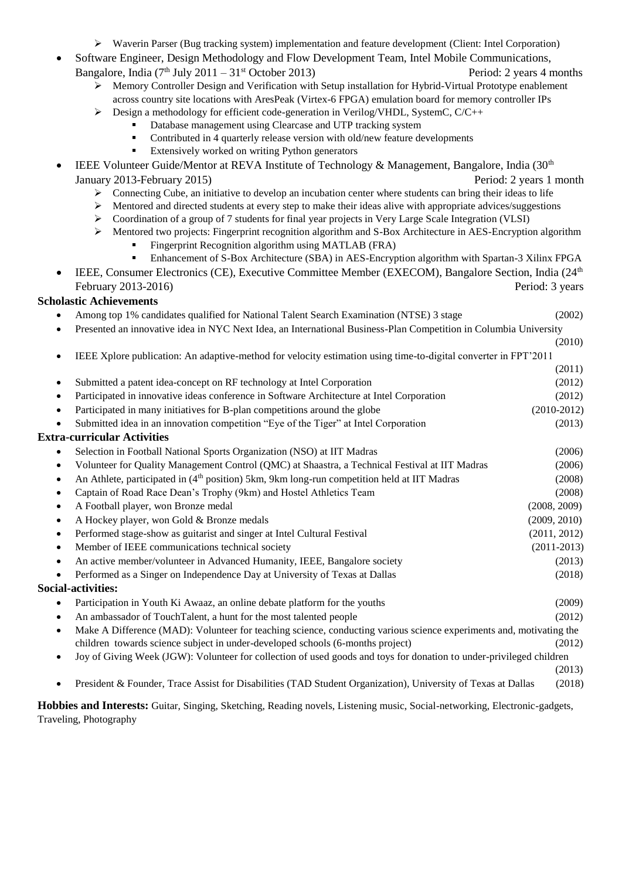- Waverin Parser (Bug tracking system) implementation and feature development (Client: Intel Corporation)

- Software Engineer, Design Methodology and Flow Development Team, Intel Mobile Communications, Bangalore, India (7th July 2011 – 31st October 2013) Period: 2 years 4 months
  - Memory Controller Design and Verification with Setup installation for Hybrid-Virtual Prototype enablement across country site locations with AresPeak (Virtex-6 FPGA) emulation board for memory controller IPs
  - Design a methodology for efficient code-generation in Verilog/VHDL, SystemC, C/C++
    - Database management using Clearcase and UTP tracking system
    - Contributed in 4 quarterly release version with old/new feature developments
    - Extensively worked on writing Python generators
- IEEE Volunteer Guide/Mentor at REVA Institute of Technology & Management, Bangalore, India (30th January 2013-February 2015) Period: 2 years 1 month
  - Connecting Cube, an initiative to develop an incubation center where students can bring their ideas to life
  - Mentored and directed students at every step to make their ideas alive with appropriate advices/suggestions
  - Coordination of a group of 7 students for final year projects in Very Large Scale Integration (VLSI)
  - Mentored two projects: Fingerprint recognition algorithm and S-Box Architecture in AES-Encryption algorithm
    - Fingerprint Recognition algorithm using MATLAB (FRA)
    - Enhancement of S-Box Architecture (SBA) in AES-Encryption algorithm with Spartan-3 Xilinx FPGA
- IEEE, Consumer Electronics (CE), Executive Committee Member (EXECOM), Bangalore Section, India (24th February 2013-2016) Period: 3 years

**Scholastic Achievements**

- Among top 1% candidates qualified for National Talent Search Examination (NTSE) 3 stage (2002)
- Presented an innovative idea in NYC Next Idea, an International Business-Plan Competition in Columbia University (2010)
- IEEE Xplore publication: An adaptive-method for velocity estimation using time-to-digital converter in FPT'2011 (2011)
- Submitted a patent idea-concept on RF technology at Intel Corporation (2012)
- Participated in innovative ideas conference in Software Architecture at Intel Corporation (2012)
- Participated in many initiatives for B-plan competitions around the globe (2010-2012)
- Submitted idea in an innovation competition "Eye of the Tiger" at Intel Corporation (2013)

**Extra-curricular Activities**

- Selection in Football National Sports Organization (NSO) at IIT Madras (2006)
- Volunteer for Quality Management Control (QMC) at Shaastra, a Technical Festival at IIT Madras (2006)
- An Athlete, participated in (4th position) 5km, 9km long-run competition held at IIT Madras (2008)
- Captain of Road Race Dean's Trophy (9km) and Hostel Athletics Team (2008)
- A Football player, won Bronze medal (2008, 2009)
- A Hockey player, won Gold & Bronze medals (2009, 2010)
- Performed stage-show as guitarist and singer at Intel Cultural Festival (2011, 2012)
- Member of IEEE communications technical society (2011-2013)
- An active member/volunteer in Advanced Humanity, IEEE, Bangalore society (2013)
- Performed as a Singer on Independence Day at University of Texas at Dallas (2018)

**Social-activities:**

- Participation in Youth Ki Awaaz, an online debate platform for the youths (2009)
- An ambassador of TouchTalent, a hunt for the most talented people (2012)
- Make A Difference (MAD): Volunteer for teaching science, conducting various science experiments and, motivating the children towards science subject in under-developed schools (6-months project) (2012)
- Joy of Giving Week (JGW): Volunteer for collection of used goods and toys for donation to under-privileged children (2013)
- President & Founder, Trace Assist for Disabilities (TAD Student Organization), University of Texas at Dallas (2018)

**Hobbies and Interests:** Guitar, Singing, Sketching, Reading novels, Listening music, Social-networking, Electronic-gadgets, Traveling, Photography